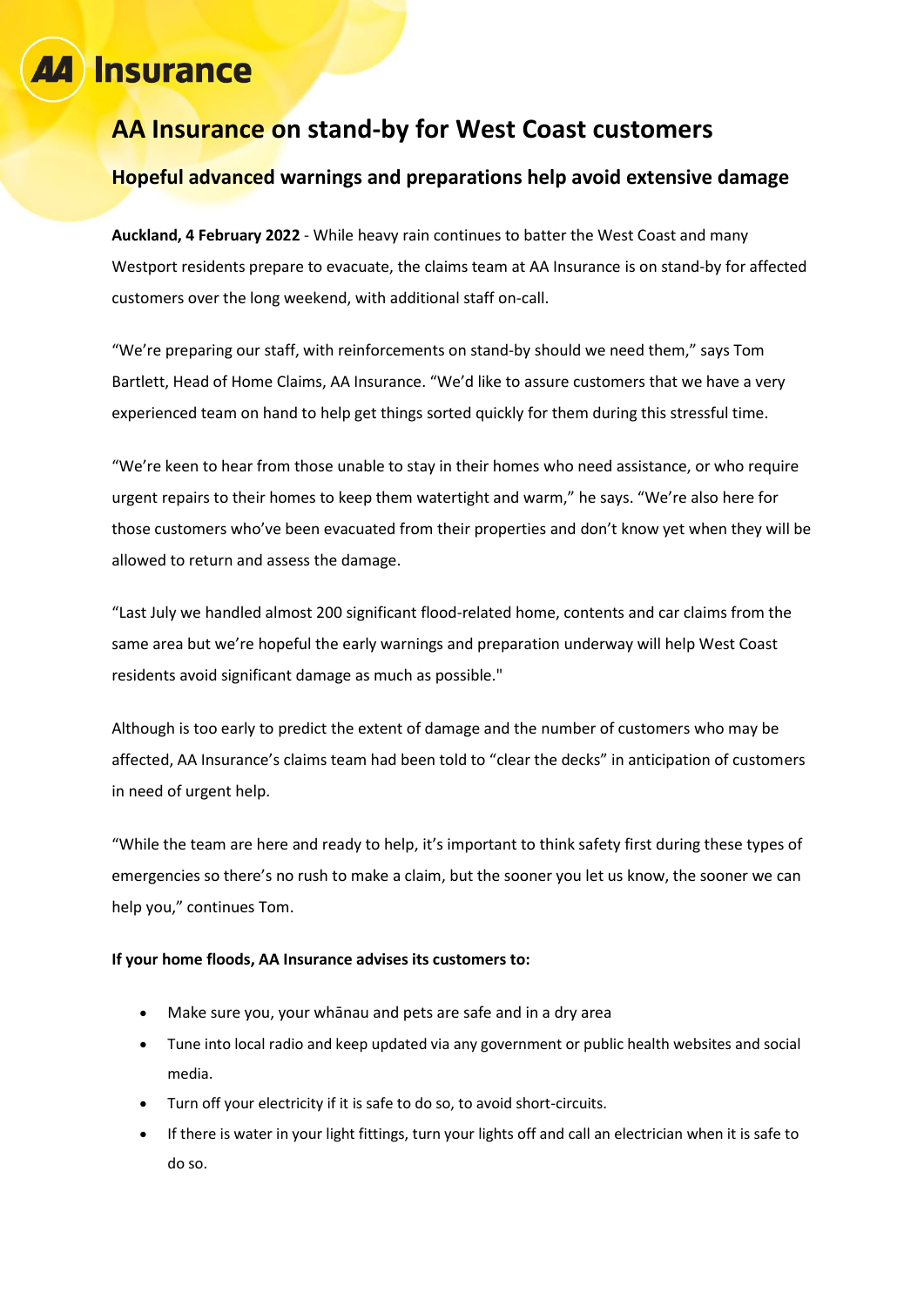# AA Insurance on stand-by for West Coast customers

## Hopeful advanced warnings and preparations help avoid extensive damage

**Auckland, 4 February 2022** - While heavy rain continues to batter the West Coast and many Westport residents prepare to evacuate, the claims team at AA Insurance is on stand-by for affected customers over the long weekend, with additional staff on-call.

"We're preparing our staff, with reinforcements on stand-by should we need them," says Tom Bartlett, Head of Home Claims, AA Insurance. "We'd like to assure customers that we have a very experienced team on hand to help get things sorted quickly for them during this stressful time.

"We're keen to hear from those unable to stay in their homes who need assistance, or who require urgent repairs to their homes to keep them watertight and warm," he says. "We're also here for those customers who've been evacuated from their properties and don't know yet when they will be allowed to return and assess the damage.

"Last July we handled almost 200 significant flood-related home, contents and car claims from the same area but we're hopeful the early warnings and preparation underway will help West Coast residents avoid significant damage as much as possible."

Although is too early to predict the extent of damage and the number of customers who may be affected, AA Insurance's claims team had been told to "clear the decks" in anticipation of customers in need of urgent help.

"While the team are here and ready to help, it's important to think safety first during these types of emergencies so there's no rush to make a claim, but the sooner you let us know, the sooner we can help you," continues Tom.

**If your home floods, AA Insurance advises its customers to:**

- Make sure you, your whānau and pets are safe and in a dry area
- Tune into local radio and keep updated via any government or public health websites and social media.
- Turn off your electricity if it is safe to do so, to avoid short-circuits.
- If there is water in your light fittings, turn your lights off and call an electrician when it is safe to do so.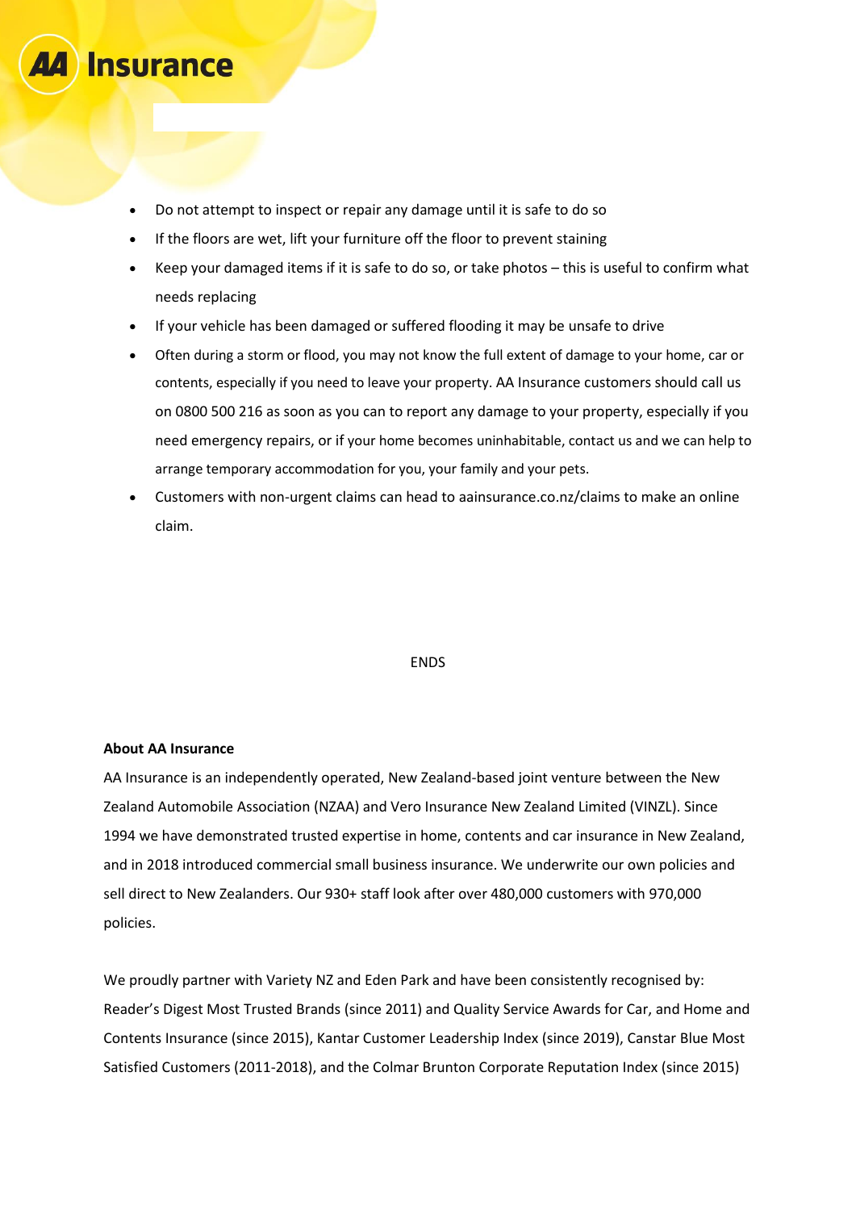- Do not attempt to inspect or repair any damage until it is safe to do so
- If the floors are wet, lift your furniture off the floor to prevent staining
- Keep your damaged items if it is safe to do so, or take photos – this is useful to confirm what needs replacing
- If your vehicle has been damaged or suffered flooding it may be unsafe to drive
- Often during a storm or flood, you may not know the full extent of damage to your home, car or contents, especially if you need to leave your property. AA Insurance customers should call us on 0800 500 216 as soon as you can to report any damage to your property, especially if you need emergency repairs, or if your home becomes uninhabitable, contact us and we can help to arrange temporary accommodation for you, your family and your pets.
- Customers with non-urgent claims can head to aainsurance.co.nz/claims to make an online claim.

ENDS

**About AA Insurance**

AA Insurance is an independently operated, New Zealand-based joint venture between the New Zealand Automobile Association (NZAA) and Vero Insurance New Zealand Limited (VINZL). Since 1994 we have demonstrated trusted expertise in home, contents and car insurance in New Zealand, and in 2018 introduced commercial small business insurance. We underwrite our own policies and sell direct to New Zealanders. Our 930+ staff look after over 480,000 customers with 970,000 policies.

We proudly partner with Variety NZ and Eden Park and have been consistently recognised by: Reader's Digest Most Trusted Brands (since 2011) and Quality Service Awards for Car, and Home and Contents Insurance (since 2015), Kantar Customer Leadership Index (since 2019), Canstar Blue Most Satisfied Customers (2011-2018), and the Colmar Brunton Corporate Reputation Index (since 2015)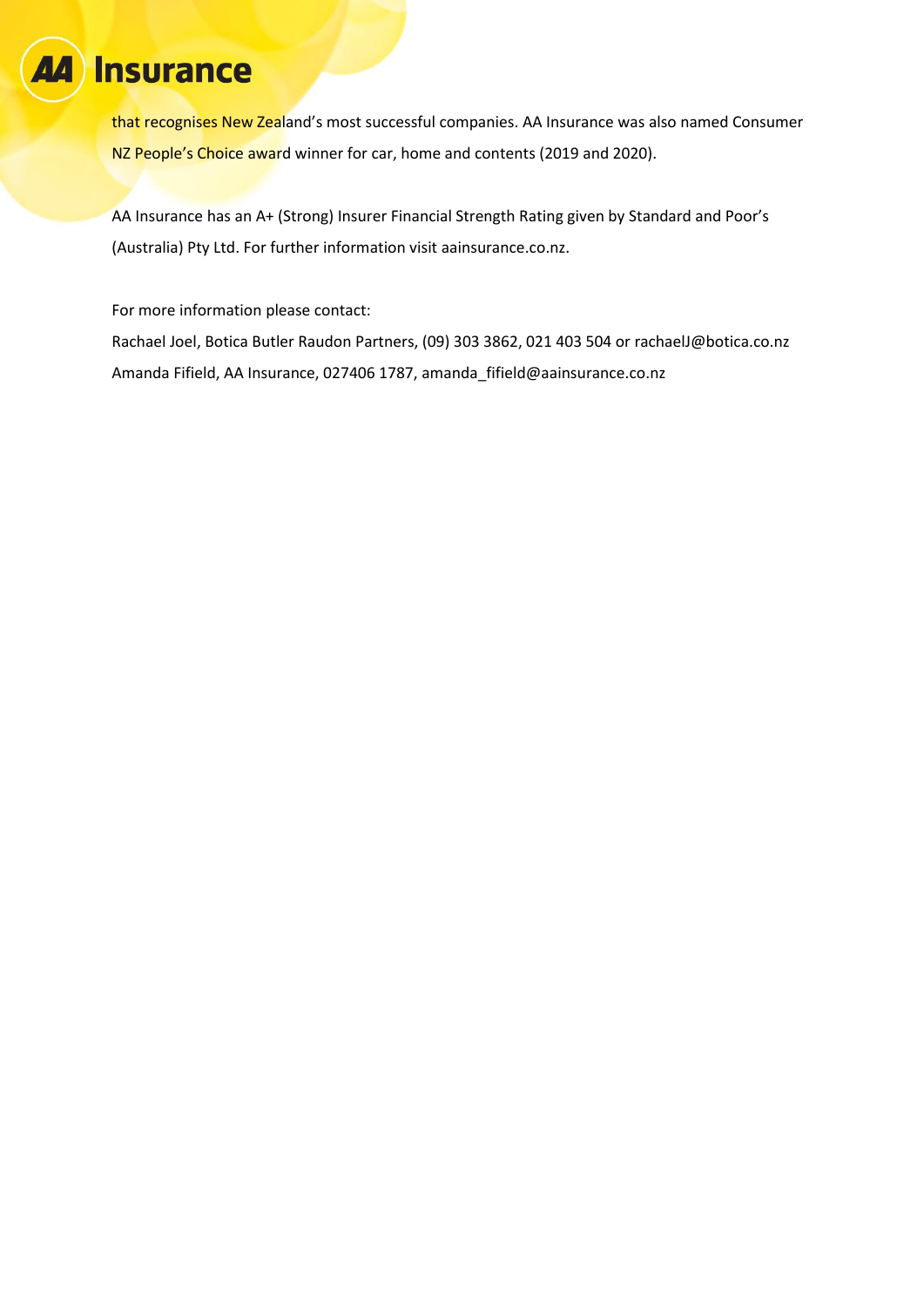that recognises New Zealand's most successful companies. AA Insurance was also named Consumer NZ People's Choice award winner for car, home and contents (2019 and 2020).

AA Insurance has an A+ (Strong) Insurer Financial Strength Rating given by Standard and Poor's (Australia) Pty Ltd. For further information visit aainsurance.co.nz.

For more information please contact:
Rachael Joel, Botica Butler Raudon Partners, (09) 303 3862, 021 403 504 or rachaelJ@botica.co.nz
Amanda Fifield, AA Insurance, 027406 1787, amanda_fifield@aainsurance.co.nz